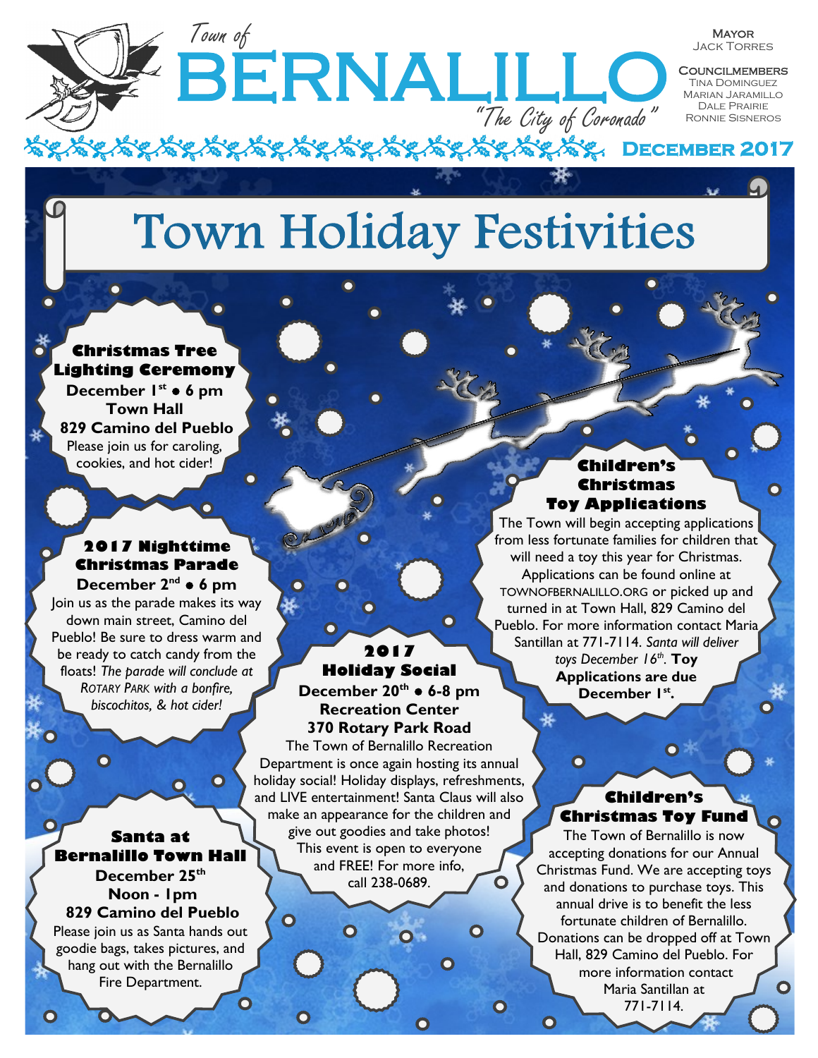# Town of BERNALILLO

*"The City of Coronado"*

**Mayor**
Jack Torres

**Councilmembers**
Tina Dominguez
Marian Jaramillo
Dale Prairie
Ronnie Sisneros

**December 2017**

# Town Holiday Festivities

### Christmas Tree Lighting Ceremony

**December 1st • 6 pm**
**Town Hall**
**829 Camino del Pueblo**

Please join us for caroling, cookies, and hot cider!

### 2017 Nighttime Christmas Parade

**December 2nd • 6 pm**

Join us as the parade makes its way down main street, Camino del Pueblo! Be sure to dress warm and be ready to catch candy from the floats! *The parade will conclude at Rotary Park with a bonfire, biscochitos, & hot cider!*

### Children's Christmas Toy Applications

The Town will begin accepting applications from less fortunate families for children that will need a toy this year for Christmas. Applications can be found online at TOWNOFBERNALILLO.ORG or picked up and turned in at Town Hall, 829 Camino del Pueblo. For more information contact Maria Santillan at 771-7114. *Santa will deliver toys December 16th.* **Toy Applications are due December 1st.**

### 2017 Holiday Social

**December 20th • 6-8 pm**
**Recreation Center**
**370 Rotary Park Road**

The Town of Bernalillo Recreation Department is once again hosting its annual holiday social! Holiday displays, refreshments, and LIVE entertainment! Santa Claus will also make an appearance for the children and give out goodies and take photos! This event is open to everyone and FREE! For more info, call 238-0689.

### Santa at Bernalillo Town Hall

**December 25th**
**Noon - 1pm**
**829 Camino del Pueblo**

Please join us as Santa hands out goodie bags, takes pictures, and hang out with the Bernalillo Fire Department.

### Children's Christmas Toy Fund

The Town of Bernalillo is now accepting donations for our Annual Christmas Fund. We are accepting toys and donations to purchase toys. This annual drive is to benefit the less fortunate children of Bernalillo. Donations can be dropped off at Town Hall, 829 Camino del Pueblo. For more information contact Maria Santillan at 771-7114.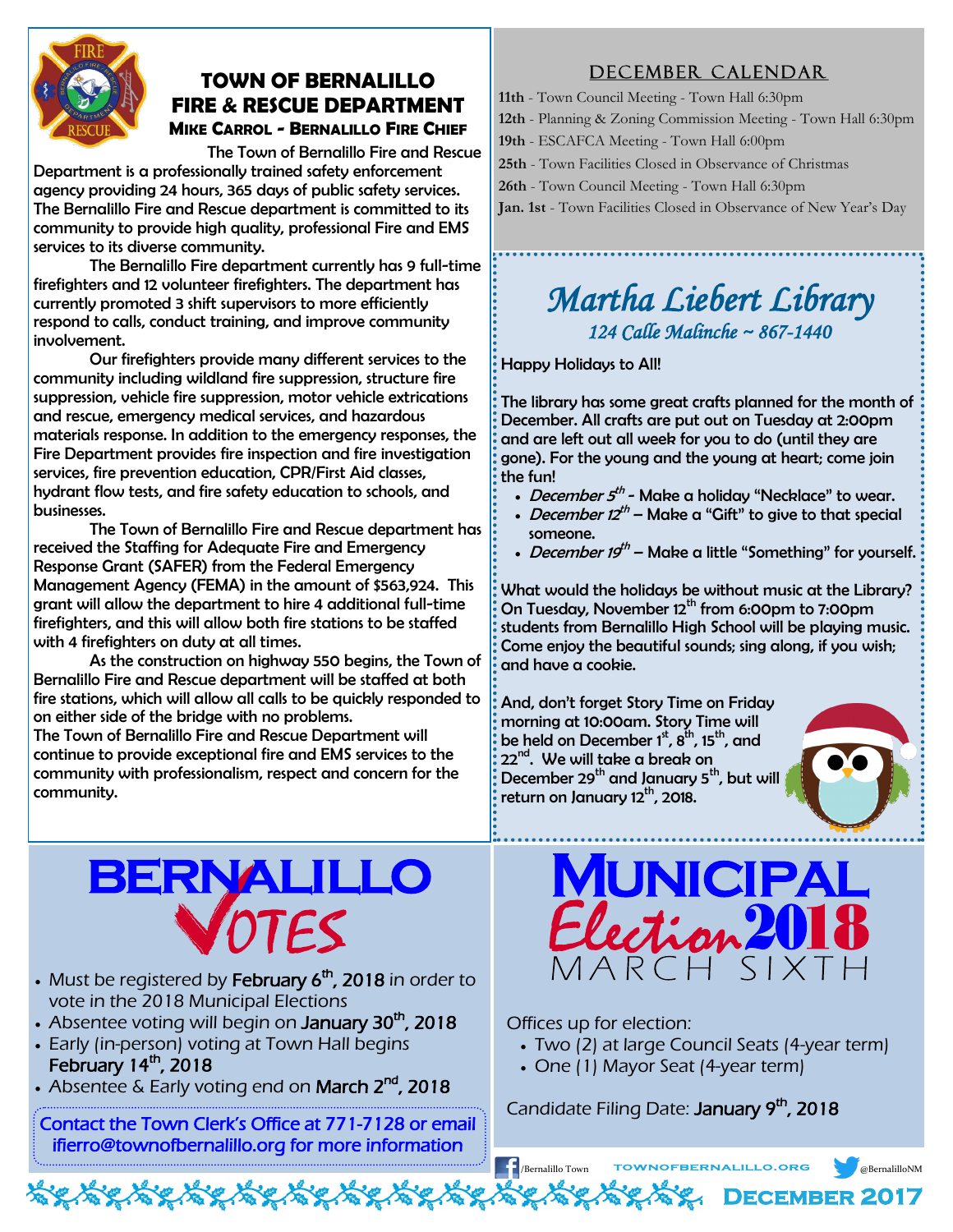# TOWN OF BERNALILLO FIRE & RESCUE DEPARTMENT

### Mike Carrol - Bernalillo Fire Chief

The Town of Bernalillo Fire and Rescue Department is a professionally trained safety enforcement agency providing 24 hours, 365 days of public safety services. The Bernalillo Fire and Rescue department is committed to its community to provide high quality, professional Fire and EMS services to its diverse community.

The Bernalillo Fire department currently has 9 full-time firefighters and 12 volunteer firefighters. The department has currently promoted 3 shift supervisors to more efficiently respond to calls, conduct training, and improve community involvement.

Our firefighters provide many different services to the community including wildland fire suppression, structure fire suppression, vehicle fire suppression, motor vehicle extrications and rescue, emergency medical services, and hazardous materials response. In addition to the emergency responses, the Fire Department provides fire inspection and fire investigation services, fire prevention education, CPR/First Aid classes, hydrant flow tests, and fire safety education to schools, and businesses.

The Town of Bernalillo Fire and Rescue department has received the Staffing for Adequate Fire and Emergency Response Grant (SAFER) from the Federal Emergency Management Agency (FEMA) in the amount of $563,924. This grant will allow the department to hire 4 additional full-time firefighters, and this will allow both fire stations to be staffed with 4 firefighters on duty at all times.

As the construction on highway 550 begins, the Town of Bernalillo Fire and Rescue department will be staffed at both fire stations, which will allow all calls to be quickly responded to on either side of the bridge with no problems.
The Town of Bernalillo Fire and Rescue Department will continue to provide exceptional fire and EMS services to the community with professionalism, respect and concern for the community.

## DECEMBER CALENDAR

**11th** - Town Council Meeting - Town Hall 6:30pm
**12th** - Planning & Zoning Commission Meeting - Town Hall 6:30pm
**19th** - ESCAFCA Meeting - Town Hall 6:00pm
**25th** - Town Facilities Closed in Observance of Christmas
**26th** - Town Council Meeting - Town Hall 6:30pm
**Jan. 1st** - Town Facilities Closed in Observance of New Year's Day

# Martha Liebert Library

*124 Calle Malinche ~ 867-1440*

Happy Holidays to All!

The library has some great crafts planned for the month of December. All crafts are put out on Tuesday at 2:00pm and are left out all week for you to do (until they are gone). For the young and the young at heart; come join the fun!

- *December 5th* - Make a holiday "Necklace" to wear.
- *December 12th* – Make a "Gift" to give to that special someone.
- *December 19th* – Make a little "Something" for yourself.

What would the holidays be without music at the Library? On Tuesday, November 12th from 6:00pm to 7:00pm students from Bernalillo High School will be playing music. Come enjoy the beautiful sounds; sing along, if you wish; and have a cookie.

And, don't forget Story Time on Friday morning at 10:00am. Story Time will be held on December 1st, 8th, 15th, and 22nd. We will take a break on December 29th and January 5th, but will return on January 12th, 2018.

# BERNALILLO VOTES

- Must be registered by **February 6th, 2018** in order to vote in the 2018 Municipal Elections
- Absentee voting will begin on **January 30th, 2018**
- Early (in-person) voting at Town Hall begins **February 14th, 2018**
- Absentee & Early voting end on **March 2nd, 2018**

Contact the Town Clerk's Office at 771-7128 or email ifierro@townofbernalillo.org for more information

# MUNICIPAL Election 2018

## MARCH SIXTH

Offices up for election:

- Two (2) at large Council Seats (4-year term)
- One (1) Mayor Seat (4-year term)

Candidate Filing Date: **January 9th, 2018**

/Bernalillo Town TOWNOFBERNALILLO.ORG @BernalilloNM

December 2017